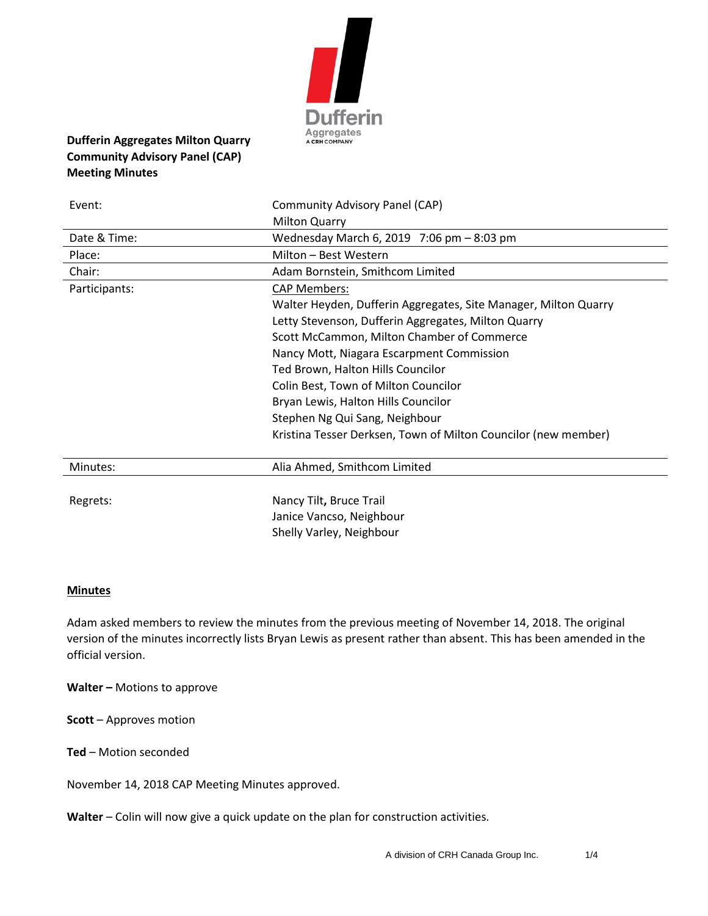**Dufferin Aggregates Milton Quarry**
**Community Advisory Panel (CAP)**
**Meeting Minutes**

| | |
|---|---|
| Event: | Community Advisory Panel (CAP)<br>Milton Quarry |
| Date & Time: | Wednesday March 6, 2019 7:06 pm – 8:03 pm |
| Place: | Milton – Best Western |
| Chair: | Adam Bornstein, Smithcom Limited |
| Participants: | CAP Members:<br>Walter Heyden, Dufferin Aggregates, Site Manager, Milton Quarry<br>Letty Stevenson, Dufferin Aggregates, Milton Quarry<br>Scott McCammon, Milton Chamber of Commerce<br>Nancy Mott, Niagara Escarpment Commission<br>Ted Brown, Halton Hills Councilor<br>Colin Best, Town of Milton Councilor<br>Bryan Lewis, Halton Hills Councilor<br>Stephen Ng Qui Sang, Neighbour<br>Kristina Tesser Derksen, Town of Milton Councilor (new member) |
| Minutes: | Alia Ahmed, Smithcom Limited |
| Regrets: | Nancy Tilt, Bruce Trail<br>Janice Vancso, Neighbour<br>Shelly Varley, Neighbour |

**Minutes**

Adam asked members to review the minutes from the previous meeting of November 14, 2018. The original version of the minutes incorrectly lists Bryan Lewis as present rather than absent. This has been amended in the official version.

**Walter –** Motions to approve

**Scott** – Approves motion

**Ted** – Motion seconded

November 14, 2018 CAP Meeting Minutes approved.

**Walter** – Colin will now give a quick update on the plan for construction activities.

A division of CRH Canada Group Inc.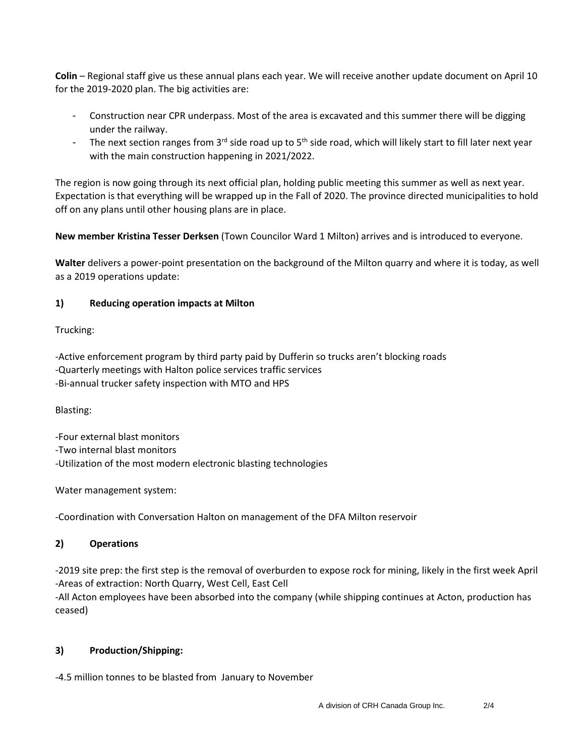**Colin** – Regional staff give us these annual plans each year. We will receive another update document on April 10 for the 2019-2020 plan. The big activities are:

- Construction near CPR underpass. Most of the area is excavated and this summer there will be digging under the railway.
- The next section ranges from 3rd side road up to 5th side road, which will likely start to fill later next year with the main construction happening in 2021/2022.

The region is now going through its next official plan, holding public meeting this summer as well as next year. Expectation is that everything will be wrapped up in the Fall of 2020. The province directed municipalities to hold off on any plans until other housing plans are in place.

**New member Kristina Tesser Derksen** (Town Councilor Ward 1 Milton) arrives and is introduced to everyone.

**Walter** delivers a power-point presentation on the background of the Milton quarry and where it is today, as well as a 2019 operations update:

## 1) Reducing operation impacts at Milton

Trucking:

-Active enforcement program by third party paid by Dufferin so trucks aren't blocking roads
-Quarterly meetings with Halton police services traffic services
-Bi-annual trucker safety inspection with MTO and HPS

Blasting:

-Four external blast monitors
-Two internal blast monitors
-Utilization of the most modern electronic blasting technologies

Water management system:

-Coordination with Conversation Halton on management of the DFA Milton reservoir

## 2) Operations

-2019 site prep: the first step is the removal of overburden to expose rock for mining, likely in the first week April
-Areas of extraction: North Quarry, West Cell, East Cell
-All Acton employees have been absorbed into the company (while shipping continues at Acton, production has ceased)

## 3) Production/Shipping:

-4.5 million tonnes to be blasted from January to November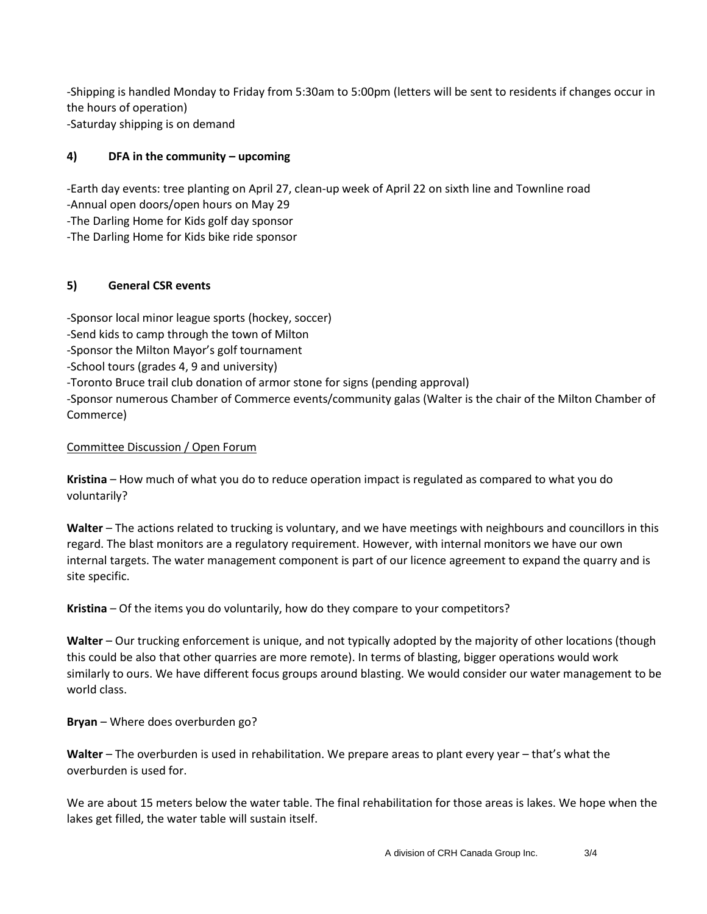-Shipping is handled Monday to Friday from 5:30am to 5:00pm (letters will be sent to residents if changes occur in the hours of operation)
-Saturday shipping is on demand

**4) DFA in the community – upcoming**

-Earth day events: tree planting on April 27, clean-up week of April 22 on sixth line and Townline road
-Annual open doors/open hours on May 29
-The Darling Home for Kids golf day sponsor
-The Darling Home for Kids bike ride sponsor

**5) General CSR events**

-Sponsor local minor league sports (hockey, soccer)
-Send kids to camp through the town of Milton
-Sponsor the Milton Mayor's golf tournament
-School tours (grades 4, 9 and university)
-Toronto Bruce trail club donation of armor stone for signs (pending approval)
-Sponsor numerous Chamber of Commerce events/community galas (Walter is the chair of the Milton Chamber of Commerce)

Committee Discussion / Open Forum

**Kristina** – How much of what you do to reduce operation impact is regulated as compared to what you do voluntarily?

**Walter** – The actions related to trucking is voluntary, and we have meetings with neighbours and councillors in this regard. The blast monitors are a regulatory requirement. However, with internal monitors we have our own internal targets. The water management component is part of our licence agreement to expand the quarry and is site specific.

**Kristina** – Of the items you do voluntarily, how do they compare to your competitors?

**Walter** – Our trucking enforcement is unique, and not typically adopted by the majority of other locations (though this could be also that other quarries are more remote). In terms of blasting, bigger operations would work similarly to ours. We have different focus groups around blasting. We would consider our water management to be world class.

**Bryan** – Where does overburden go?

**Walter** – The overburden is used in rehabilitation. We prepare areas to plant every year – that's what the overburden is used for.

We are about 15 meters below the water table. The final rehabilitation for those areas is lakes. We hope when the lakes get filled, the water table will sustain itself.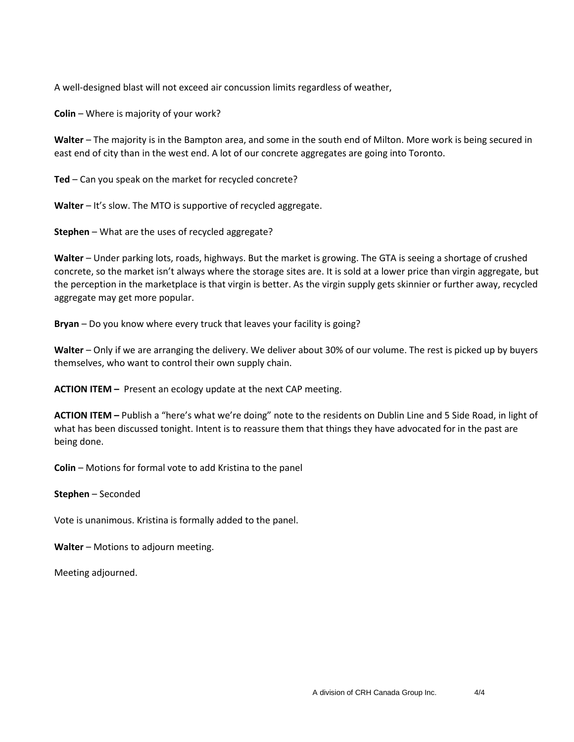A well-designed blast will not exceed air concussion limits regardless of weather,

**Colin** – Where is majority of your work?

**Walter** – The majority is in the Bampton area, and some in the south end of Milton. More work is being secured in east end of city than in the west end. A lot of our concrete aggregates are going into Toronto.

**Ted** – Can you speak on the market for recycled concrete?

**Walter** – It's slow. The MTO is supportive of recycled aggregate.

**Stephen** – What are the uses of recycled aggregate?

**Walter** – Under parking lots, roads, highways. But the market is growing. The GTA is seeing a shortage of crushed concrete, so the market isn't always where the storage sites are. It is sold at a lower price than virgin aggregate, but the perception in the marketplace is that virgin is better. As the virgin supply gets skinnier or further away, recycled aggregate may get more popular.

**Bryan** – Do you know where every truck that leaves your facility is going?

**Walter** – Only if we are arranging the delivery. We deliver about 30% of our volume. The rest is picked up by buyers themselves, who want to control their own supply chain.

**ACTION ITEM –** Present an ecology update at the next CAP meeting.

**ACTION ITEM –** Publish a "here's what we're doing" note to the residents on Dublin Line and 5 Side Road, in light of what has been discussed tonight. Intent is to reassure them that things they have advocated for in the past are being done.

**Colin** – Motions for formal vote to add Kristina to the panel

**Stephen** – Seconded

Vote is unanimous. Kristina is formally added to the panel.

**Walter** – Motions to adjourn meeting.

Meeting adjourned.